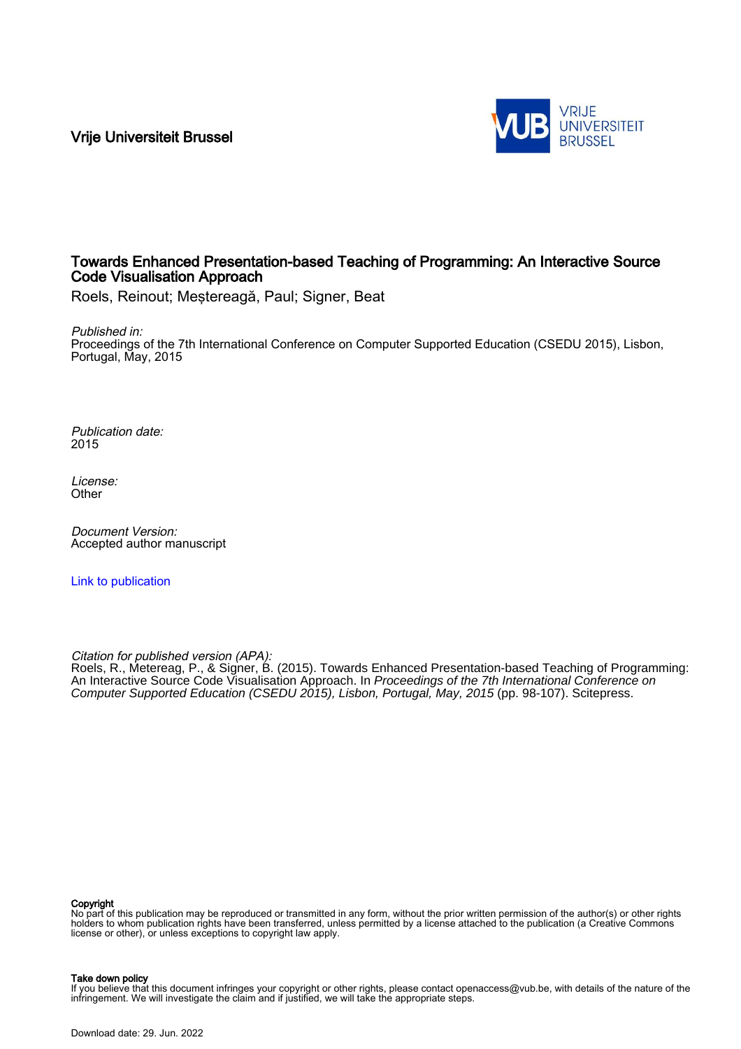Vrije Universiteit Brussel

VRIJE UNIVERSITEIT BRUSSEL

# Towards Enhanced Presentation-based Teaching of Programming: An Interactive Source Code Visualisation Approach

Roels, Reinout; Meștereagă, Paul; Signer, Beat

*Published in:*
Proceedings of the 7th International Conference on Computer Supported Education (CSEDU 2015), Lisbon, Portugal, May, 2015

*Publication date:*
2015

*License:*
Other

*Document Version:*
Accepted author manuscript

Link to publication

*Citation for published version (APA):*
Roels, R., Metereag, P., & Signer, B. (2015). Towards Enhanced Presentation-based Teaching of Programming: An Interactive Source Code Visualisation Approach. In *Proceedings of the 7th International Conference on Computer Supported Education (CSEDU 2015), Lisbon, Portugal, May, 2015* (pp. 98-107). Scitepress.

**Copyright**
No part of this publication may be reproduced or transmitted in any form, without the prior written permission of the author(s) or other rights holders to whom publication rights have been transferred, unless permitted by a license attached to the publication (a Creative Commons license or other), or unless exceptions to copyright law apply.

**Take down policy**
If you believe that this document infringes your copyright or other rights, please contact openaccess@vub.be, with details of the nature of the infringement. We will investigate the claim and if justified, we will take the appropriate steps.

Download date: 29. Jun. 2022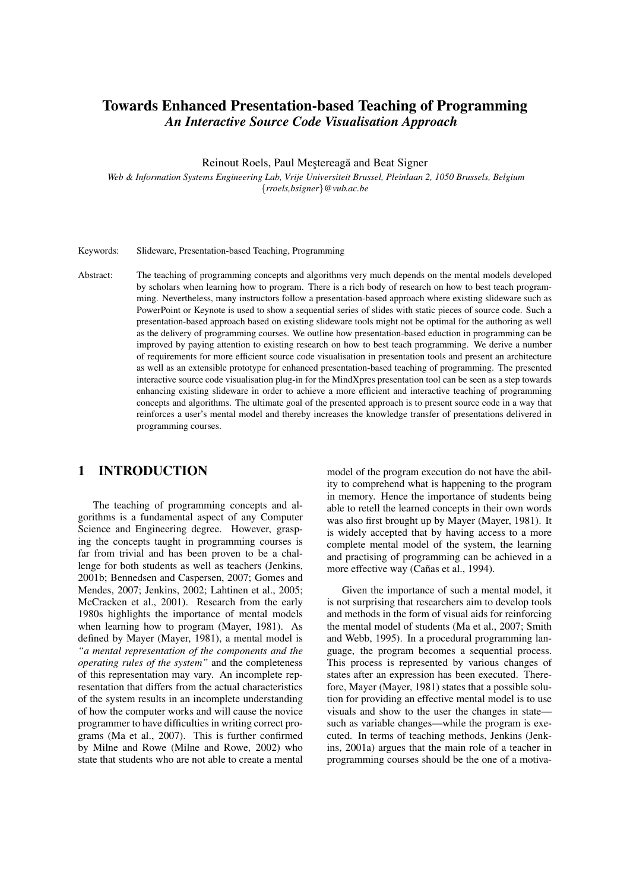# Towards Enhanced Presentation-based Teaching of Programming

## *An Interactive Source Code Visualisation Approach*

Reinout Roels, Paul Meşتereagă and Beat Signer

*Web & Information Systems Engineering Lab, Vrije Universiteit Brussel, Pleinlaan 2, 1050 Brussels, Belgium*
*{rroels,bsigner}@vub.ac.be*

Keywords: Slideware, Presentation-based Teaching, Programming

Abstract: The teaching of programming concepts and algorithms very much depends on the mental models developed by scholars when learning how to program. There is a rich body of research on how to best teach programming. Nevertheless, many instructors follow a presentation-based approach where existing slideware such as PowerPoint or Keynote is used to show a sequential series of slides with static pieces of source code. Such a presentation-based approach based on existing slideware tools might not be optimal for the authoring as well as the delivery of programming courses. We outline how presentation-based eduction in programming can be improved by paying attention to existing research on how to best teach programming. We derive a number of requirements for more efficient source code visualisation in presentation tools and present an architecture as well as an extensible prototype for enhanced presentation-based teaching of programming. The presented interactive source code visualisation plug-in for the MindXpres presentation tool can be seen as a step towards enhancing existing slideware in order to achieve a more efficient and interactive teaching of programming concepts and algorithms. The ultimate goal of the presented approach is to present source code in a way that reinforces a user's mental model and thereby increases the knowledge transfer of presentations delivered in programming courses.

## 1 INTRODUCTION

The teaching of programming concepts and algorithms is a fundamental aspect of any Computer Science and Engineering degree. However, grasping the concepts taught in programming courses is far from trivial and has been proven to be a challenge for both students as well as teachers (Jenkins, 2001b; Bennedsen and Caspersen, 2007; Gomes and Mendes, 2007; Jenkins, 2002; Lahtinen et al., 2005; McCracken et al., 2001). Research from the early 1980s highlights the importance of mental models when learning how to program (Mayer, 1981). As defined by Mayer (Mayer, 1981), a mental model is *"a mental representation of the components and the operating rules of the system"* and the completeness of this representation may vary. An incomplete representation that differs from the actual characteristics of the system results in an incomplete understanding of how the computer works and will cause the novice programmer to have difficulties in writing correct programs (Ma et al., 2007). This is further confirmed by Milne and Rowe (Milne and Rowe, 2002) who state that students who are not able to create a mental model of the program execution do not have the ability to comprehend what is happening to the program in memory. Hence the importance of students being able to retell the learned concepts in their own words was also first brought up by Mayer (Mayer, 1981). It is widely accepted that by having access to a more complete mental model of the system, the learning and practising of programming can be achieved in a more effective way (Cañas et al., 1994).

Given the importance of such a mental model, it is not surprising that researchers aim to develop tools and methods in the form of visual aids for reinforcing the mental model of students (Ma et al., 2007; Smith and Webb, 1995). In a procedural programming language, the program becomes a sequential process. This process is represented by various changes of states after an expression has been executed. Therefore, Mayer (Mayer, 1981) states that a possible solution for providing an effective mental model is to use visuals and show to the user the changes in state—such as variable changes—while the program is executed. In terms of teaching methods, Jenkins (Jenkins, 2001a) argues that the main role of a teacher in programming courses should be the one of a motiva-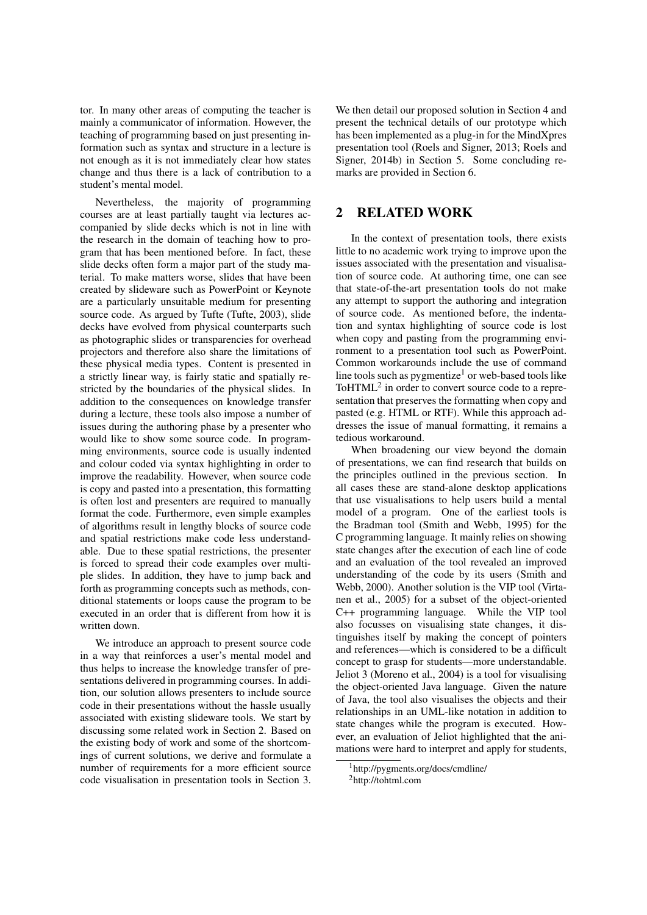tor. In many other areas of computing the teacher is mainly a communicator of information. However, the teaching of programming based on just presenting information such as syntax and structure in a lecture is not enough as it is not immediately clear how states change and thus there is a lack of contribution to a student's mental model.

Nevertheless, the majority of programming courses are at least partially taught via lectures accompanied by slide decks which is not in line with the research in the domain of teaching how to program that has been mentioned before. In fact, these slide decks often form a major part of the study material. To make matters worse, slides that have been created by slideware such as PowerPoint or Keynote are a particularly unsuitable medium for presenting source code. As argued by Tufte (Tufte, 2003), slide decks have evolved from physical counterparts such as photographic slides or transparencies for overhead projectors and therefore also share the limitations of these physical media types. Content is presented in a strictly linear way, is fairly static and spatially restricted by the boundaries of the physical slides. In addition to the consequences on knowledge transfer during a lecture, these tools also impose a number of issues during the authoring phase by a presenter who would like to show some source code. In programming environments, source code is usually indented and colour coded via syntax highlighting in order to improve the readability. However, when source code is copy and pasted into a presentation, this formatting is often lost and presenters are required to manually format the code. Furthermore, even simple examples of algorithms result in lengthy blocks of source code and spatial restrictions make code less understandable. Due to these spatial restrictions, the presenter is forced to spread their code examples over multiple slides. In addition, they have to jump back and forth as programming concepts such as methods, conditional statements or loops cause the program to be executed in an order that is different from how it is written down.

We introduce an approach to present source code in a way that reinforces a user's mental model and thus helps to increase the knowledge transfer of presentations delivered in programming courses. In addition, our solution allows presenters to include source code in their presentations without the hassle usually associated with existing slideware tools. We start by discussing some related work in Section 2. Based on the existing body of work and some of the shortcomings of current solutions, we derive and formulate a number of requirements for a more efficient source code visualisation in presentation tools in Section 3. We then detail our proposed solution in Section 4 and present the technical details of our prototype which has been implemented as a plug-in for the MindXpres presentation tool (Roels and Signer, 2013; Roels and Signer, 2014b) in Section 5. Some concluding remarks are provided in Section 6.

## 2 RELATED WORK

In the context of presentation tools, there exists little to no academic work trying to improve upon the issues associated with the presentation and visualisation of source code. At authoring time, one can see that state-of-the-art presentation tools do not make any attempt to support the authoring and integration of source code. As mentioned before, the indentation and syntax highlighting of source code is lost when copy and pasting from the programming environment to a presentation tool such as PowerPoint. Common workarounds include the use of command line tools such as pygmentize[1] or web-based tools like ToHTML[2] in order to convert source code to a representation that preserves the formatting when copy and pasted (e.g. HTML or RTF). While this approach addresses the issue of manual formatting, it remains a tedious workaround.

When broadening our view beyond the domain of presentations, we can find research that builds on the principles outlined in the previous section. In all cases these are stand-alone desktop applications that use visualisations to help users build a mental model of a program. One of the earliest tools is the Bradman tool (Smith and Webb, 1995) for the C programming language. It mainly relies on showing state changes after the execution of each line of code and an evaluation of the tool revealed an improved understanding of the code by its users (Smith and Webb, 2000). Another solution is the VIP tool (Virtanen et al., 2005) for a subset of the object-oriented C++ programming language. While the VIP tool also focusses on visualising state changes, it distinguishes itself by making the concept of pointers and references—which is considered to be a difficult concept to grasp for students—more understandable. Jeliot 3 (Moreno et al., 2004) is a tool for visualising the object-oriented Java language. Given the nature of Java, the tool also visualises the objects and their relationships in an UML-like notation in addition to state changes while the program is executed. However, an evaluation of Jeliot highlighted that the animations were hard to interpret and apply for students,

[1] http://pygments.org/docs/cmdline/

[2] http://tohtml.com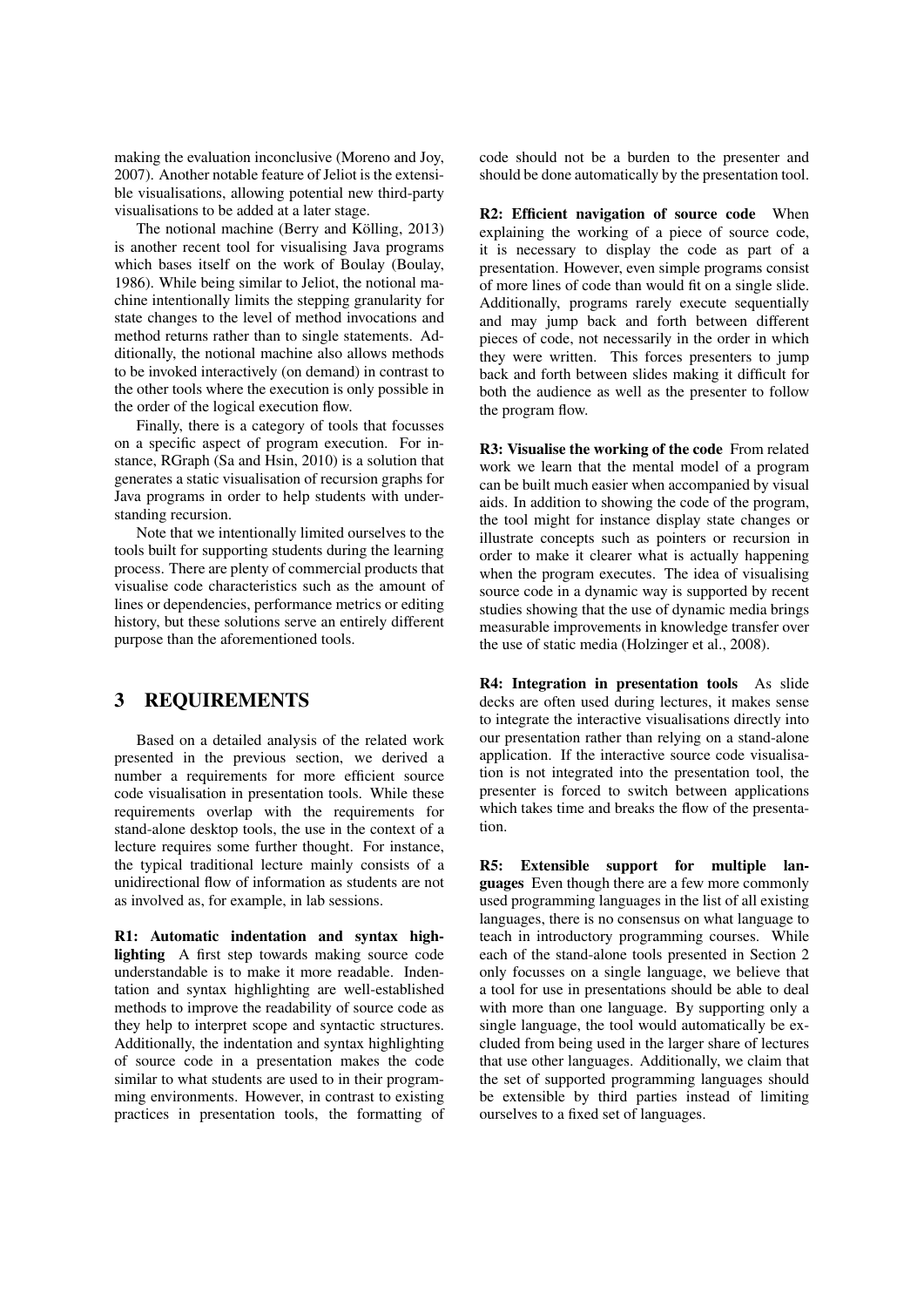making the evaluation inconclusive (Moreno and Joy, 2007). Another notable feature of Jeliot is the extensible visualisations, allowing potential new third-party visualisations to be added at a later stage.

The notional machine (Berry and Kölling, 2013) is another recent tool for visualising Java programs which bases itself on the work of Boulay (Boulay, 1986). While being similar to Jeliot, the notional machine intentionally limits the stepping granularity for state changes to the level of method invocations and method returns rather than to single statements. Additionally, the notional machine also allows methods to be invoked interactively (on demand) in contrast to the other tools where the execution is only possible in the order of the logical execution flow.

Finally, there is a category of tools that focusses on a specific aspect of program execution. For instance, RGraph (Sa and Hsin, 2010) is a solution that generates a static visualisation of recursion graphs for Java programs in order to help students with understanding recursion.

Note that we intentionally limited ourselves to the tools built for supporting students during the learning process. There are plenty of commercial products that visualise code characteristics such as the amount of lines or dependencies, performance metrics or editing history, but these solutions serve an entirely different purpose than the aforementioned tools.

## 3 REQUIREMENTS

Based on a detailed analysis of the related work presented in the previous section, we derived a number a requirements for more efficient source code visualisation in presentation tools. While these requirements overlap with the requirements for stand-alone desktop tools, the use in the context of a lecture requires some further thought. For instance, the typical traditional lecture mainly consists of a unidirectional flow of information as students are not as involved as, for example, in lab sessions.

**R1: Automatic indentation and syntax highlighting** A first step towards making source code understandable is to make it more readable. Indentation and syntax highlighting are well-established methods to improve the readability of source code as they help to interpret scope and syntactic structures. Additionally, the indentation and syntax highlighting of source code in a presentation makes the code similar to what students are used to in their programming environments. However, in contrast to existing practices in presentation tools, the formatting of code should not be a burden to the presenter and should be done automatically by the presentation tool.

**R2: Efficient navigation of source code** When explaining the working of a piece of source code, it is necessary to display the code as part of a presentation. However, even simple programs consist of more lines of code than would fit on a single slide. Additionally, programs rarely execute sequentially and may jump back and forth between different pieces of code, not necessarily in the order in which they were written. This forces presenters to jump back and forth between slides making it difficult for both the audience as well as the presenter to follow the program flow.

**R3: Visualise the working of the code** From related work we learn that the mental model of a program can be built much easier when accompanied by visual aids. In addition to showing the code of the program, the tool might for instance display state changes or illustrate concepts such as pointers or recursion in order to make it clearer what is actually happening when the program executes. The idea of visualising source code in a dynamic way is supported by recent studies showing that the use of dynamic media brings measurable improvements in knowledge transfer over the use of static media (Holzinger et al., 2008).

**R4: Integration in presentation tools** As slide decks are often used during lectures, it makes sense to integrate the interactive visualisations directly into our presentation rather than relying on a stand-alone application. If the interactive source code visualisation is not integrated into the presentation tool, the presenter is forced to switch between applications which takes time and breaks the flow of the presentation.

**R5: Extensible support for multiple languages** Even though there are a few more commonly used programming languages in the list of all existing languages, there is no consensus on what language to teach in introductory programming courses. While each of the stand-alone tools presented in Section 2 only focusses on a single language, we believe that a tool for use in presentations should be able to deal with more than one language. By supporting only a single language, the tool would automatically be excluded from being used in the larger share of lectures that use other languages. Additionally, we claim that the set of supported programming languages should be extensible by third parties instead of limiting ourselves to a fixed set of languages.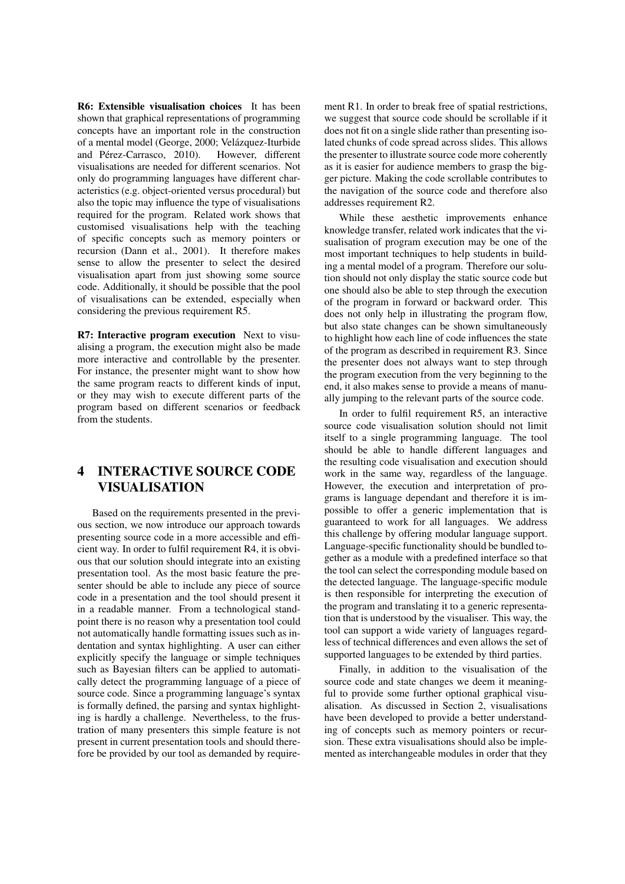**R6: Extensible visualisation choices** It has been shown that graphical representations of programming concepts have an important role in the construction of a mental model (George, 2000; Velázquez-Iturbide and Pérez-Carrasco, 2010). However, different visualisations are needed for different scenarios. Not only do programming languages have different characteristics (e.g. object-oriented versus procedural) but also the topic may influence the type of visualisations required for the program. Related work shows that customised visualisations help with the teaching of specific concepts such as memory pointers or recursion (Dann et al., 2001). It therefore makes sense to allow the presenter to select the desired visualisation apart from just showing some source code. Additionally, it should be possible that the pool of visualisations can be extended, especially when considering the previous requirement R5.

**R7: Interactive program execution** Next to visualising a program, the execution might also be made more interactive and controllable by the presenter. For instance, the presenter might want to show how the same program reacts to different kinds of input, or they may wish to execute different parts of the program based on different scenarios or feedback from the students.

# 4 INTERACTIVE SOURCE CODE VISUALISATION

Based on the requirements presented in the previous section, we now introduce our approach towards presenting source code in a more accessible and efficient way. In order to fulfil requirement R4, it is obvious that our solution should integrate into an existing presentation tool. As the most basic feature the presenter should be able to include any piece of source code in a presentation and the tool should present it in a readable manner. From a technological standpoint there is no reason why a presentation tool could not automatically handle formatting issues such as indentation and syntax highlighting. A user can either explicitly specify the language or simple techniques such as Bayesian filters can be applied to automatically detect the programming language of a piece of source code. Since a programming language's syntax is formally defined, the parsing and syntax highlighting is hardly a challenge. Nevertheless, to the frustration of many presenters this simple feature is not present in current presentation tools and should therefore be provided by our tool as demanded by requirement R1. In order to break free of spatial restrictions, we suggest that source code should be scrollable if it does not fit on a single slide rather than presenting isolated chunks of code spread across slides. This allows the presenter to illustrate source code more coherently as it is easier for audience members to grasp the bigger picture. Making the code scrollable contributes to the navigation of the source code and therefore also addresses requirement R2.

While these aesthetic improvements enhance knowledge transfer, related work indicates that the visualisation of program execution may be one of the most important techniques to help students in building a mental model of a program. Therefore our solution should not only display the static source code but one should also be able to step through the execution of the program in forward or backward order. This does not only help in illustrating the program flow, but also state changes can be shown simultaneously to highlight how each line of code influences the state of the program as described in requirement R3. Since the presenter does not always want to step through the program execution from the very beginning to the end, it also makes sense to provide a means of manually jumping to the relevant parts of the source code.

In order to fulfil requirement R5, an interactive source code visualisation solution should not limit itself to a single programming language. The tool should be able to handle different languages and the resulting code visualisation and execution should work in the same way, regardless of the language. However, the execution and interpretation of programs is language dependant and therefore it is impossible to offer a generic implementation that is guaranteed to work for all languages. We address this challenge by offering modular language support. Language-specific functionality should be bundled together as a module with a predefined interface so that the tool can select the corresponding module based on the detected language. The language-specific module is then responsible for interpreting the execution of the program and translating it to a generic representation that is understood by the visualiser. This way, the tool can support a wide variety of languages regardless of technical differences and even allows the set of supported languages to be extended by third parties.

Finally, in addition to the visualisation of the source code and state changes we deem it meaningful to provide some further optional graphical visualisation. As discussed in Section 2, visualisations have been developed to provide a better understanding of concepts such as memory pointers or recursion. These extra visualisations should also be implemented as interchangeable modules in order that they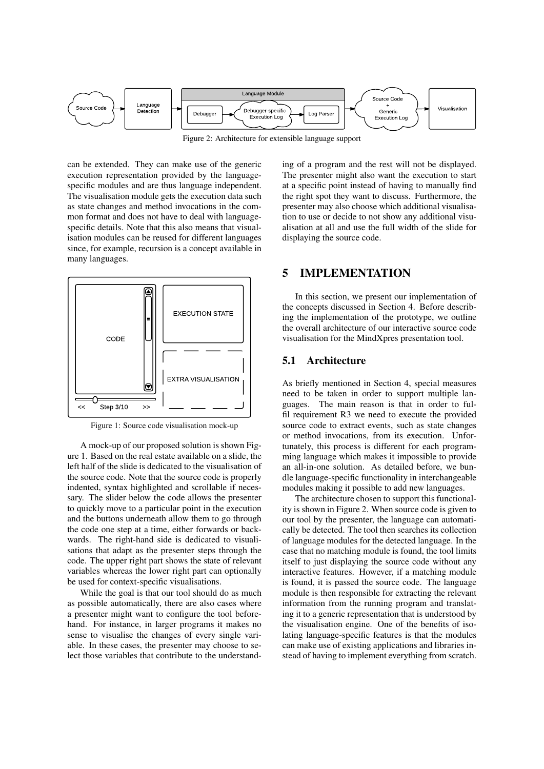Figure 2: Architecture for extensible language support

can be extended. They can make use of the generic execution representation provided by the language-specific modules and are thus language independent. The visualisation module gets the execution data such as state changes and method invocations in the common format and does not have to deal with language-specific details. Note that this also means that visualisation modules can be reused for different languages since, for example, recursion is a concept available in many languages.

Figure 1: Source code visualisation mock-up

A mock-up of our proposed solution is shown Figure 1. Based on the real estate available on a slide, the left half of the slide is dedicated to the visualisation of the source code. Note that the source code is properly indented, syntax highlighted and scrollable if necessary. The slider below the code allows the presenter to quickly move to a particular point in the execution and the buttons underneath allow them to go through the code one step at a time, either forwards or backwards. The right-hand side is dedicated to visualisations that adapt as the presenter steps through the code. The upper right part shows the state of relevant variables whereas the lower right part can optionally be used for context-specific visualisations.

While the goal is that our tool should do as much as possible automatically, there are also cases where a presenter might want to configure the tool beforehand. For instance, in larger programs it makes no sense to visualise the changes of every single variable. In these cases, the presenter may choose to select those variables that contribute to the understanding of a program and the rest will not be displayed. The presenter might also want the execution to start at a specific point instead of having to manually find the right spot they want to discuss. Furthermore, the presenter may also choose which additional visualisation to use or decide to not show any additional visualisation at all and use the full width of the slide for displaying the source code.

# 5 IMPLEMENTATION

In this section, we present our implementation of the concepts discussed in Section 4. Before describing the implementation of the prototype, we outline the overall architecture of our interactive source code visualisation for the MindXpres presentation tool.

## 5.1 Architecture

As briefly mentioned in Section 4, special measures need to be taken in order to support multiple languages. The main reason is that in order to fulfil requirement R3 we need to execute the provided source code to extract events, such as state changes or method invocations, from its execution. Unfortunately, this process is different for each programming language which makes it impossible to provide an all-in-one solution. As detailed before, we bundle language-specific functionality in interchangeable modules making it possible to add new languages.

The architecture chosen to support this functionality is shown in Figure 2. When source code is given to our tool by the presenter, the language can automatically be detected. The tool then searches its collection of language modules for the detected language. In the case that no matching module is found, the tool limits itself to just displaying the source code without any interactive features. However, if a matching module is found, it is passed the source code. The language module is then responsible for extracting the relevant information from the running program and translating it to a generic representation that is understood by the visualisation engine. One of the benefits of isolating language-specific features is that the modules can make use of existing applications and libraries instead of having to implement everything from scratch.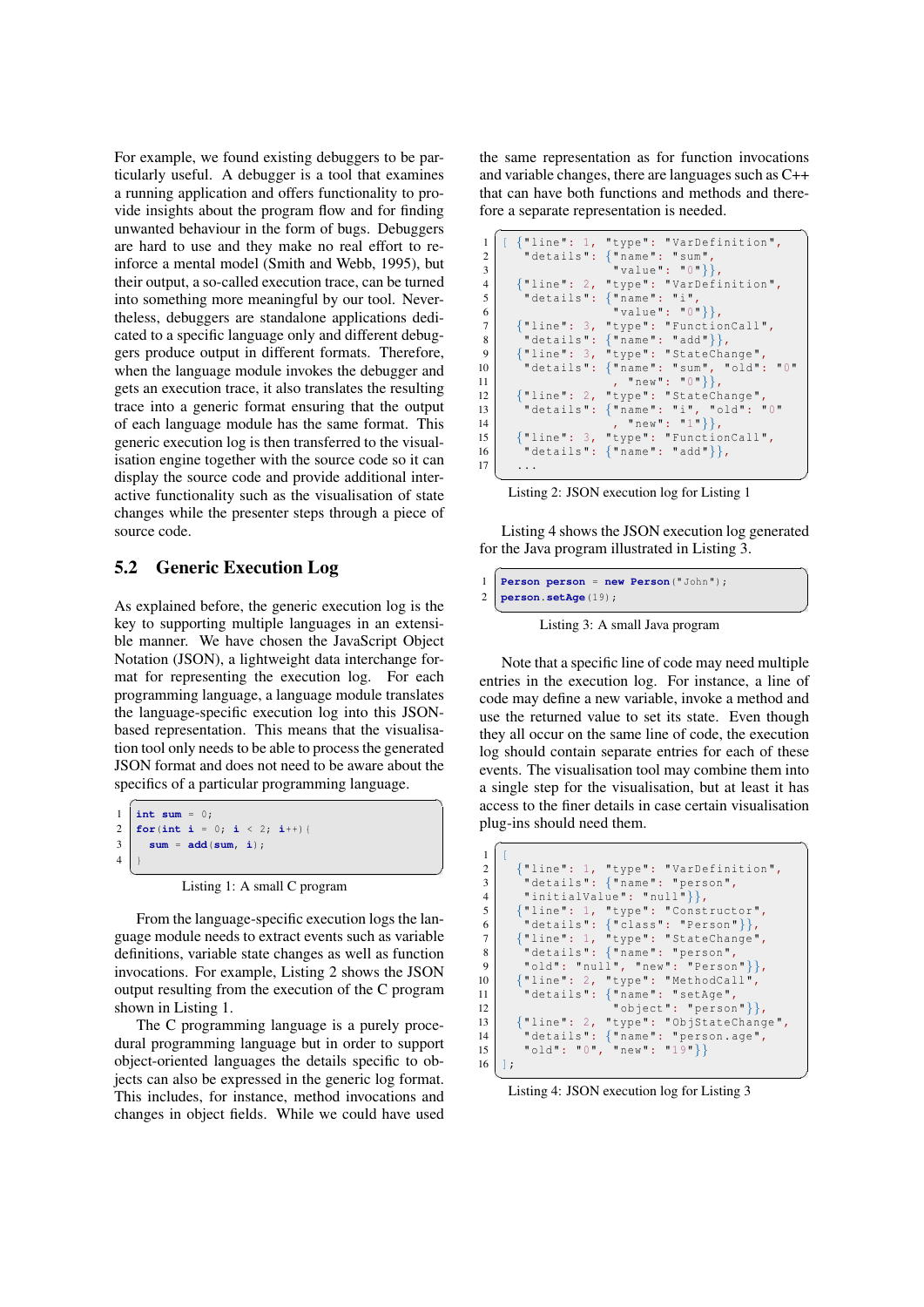For example, we found existing debuggers to be particularly useful. A debugger is a tool that examines a running application and offers functionality to provide insights about the program flow and for finding unwanted behaviour in the form of bugs. Debuggers are hard to use and they make no real effort to reinforce a mental model (Smith and Webb, 1995), but their output, a so-called execution trace, can be turned into something more meaningful by our tool. Nevertheless, debuggers are standalone applications dedicated to a specific language only and different debuggers produce output in different formats. Therefore, when the language module invokes the debugger and gets an execution trace, it also translates the resulting trace into a generic format ensuring that the output of each language module has the same format. This generic execution log is then transferred to the visualisation engine together with the source code so it can display the source code and provide additional interactive functionality such as the visualisation of state changes while the presenter steps through a piece of source code.

## 5.2 Generic Execution Log

As explained before, the generic execution log is the key to supporting multiple languages in an extensible manner. We have chosen the JavaScript Object Notation (JSON), a lightweight data interchange format for representing the execution log. For each programming language, a language module translates the language-specific execution log into this JSON-based representation. This means that the visualisation tool only needs to be able to process the generated JSON format and does not need to be aware about the specifics of a particular programming language.

```
int sum = 0;
for(int i = 0; i < 2; i++){
   sum = add(sum, i);
}
```

Listing 1: A small C program

From the language-specific execution logs the language module needs to extract events such as variable definitions, variable state changes as well as function invocations. For example, Listing 2 shows the JSON output resulting from the execution of the C program shown in Listing 1.

The C programming language is a purely procedural programming language but in order to support object-oriented languages the details specific to objects can also be expressed in the generic log format. This includes, for instance, method invocations and changes in object fields. While we could have used the same representation as for function invocations and variable changes, there are languages such as C++ that can have both functions and methods and therefore a separate representation is needed.

```
[ {"line": 1, "type": "VarDefinition",
   "details": {"name": "sum",
               "value": "0"}},
  {"line": 2, "type": "VarDefinition",
   "details": {"name": "i",
               "value": "0"}},
  {"line": 3, "type": "FunctionCall",
   "details": {"name": "add"}},
  {"line": 3, "type": "StateChange",
   "details": {"name": "sum", "old": "0"
              , "new": "0"}},
  {"line": 2, "type": "StateChange",
   "details": {"name": "i", "old": "0"
              , "new": "1"}},
  {"line": 3, "type": "FunctionCall",
   "details": {"name": "add"}},
  ...
```

Listing 2: JSON execution log for Listing 1

Listing 4 shows the JSON execution log generated for the Java program illustrated in Listing 3.

```
Person person = new Person("John");
person.setAge(19);
```

Listing 3: A small Java program

Note that a specific line of code may need multiple entries in the execution log. For instance, a line of code may define a new variable, invoke a method and use the returned value to set its state. Even though they all occur on the same line of code, the execution log should contain separate entries for each of these events. The visualisation tool may combine them into a single step for the visualisation, but at least it has access to the finer details in case certain visualisation plug-ins should need them.

```
[
  {"line": 1, "type": "VarDefinition",
   "details": {"name": "person",
   "initialValue": "null"}},
  {"line": 1, "type": "Constructor",
   "details": {"class": "Person"}},
  {"line": 1, "type": "StateChange",
   "details": {"name": "person",
   "old": "null", "new": "Person"}},
  {"line": 2, "type": "MethodCall",
   "details": {"name": "setAge",
               "object": "person"}},
  {"line": 2, "type": "ObjStateChange",
   "details": {"name": "person.age",
   "old": "0", "new": "19"}}
];
```

Listing 4: JSON execution log for Listing 3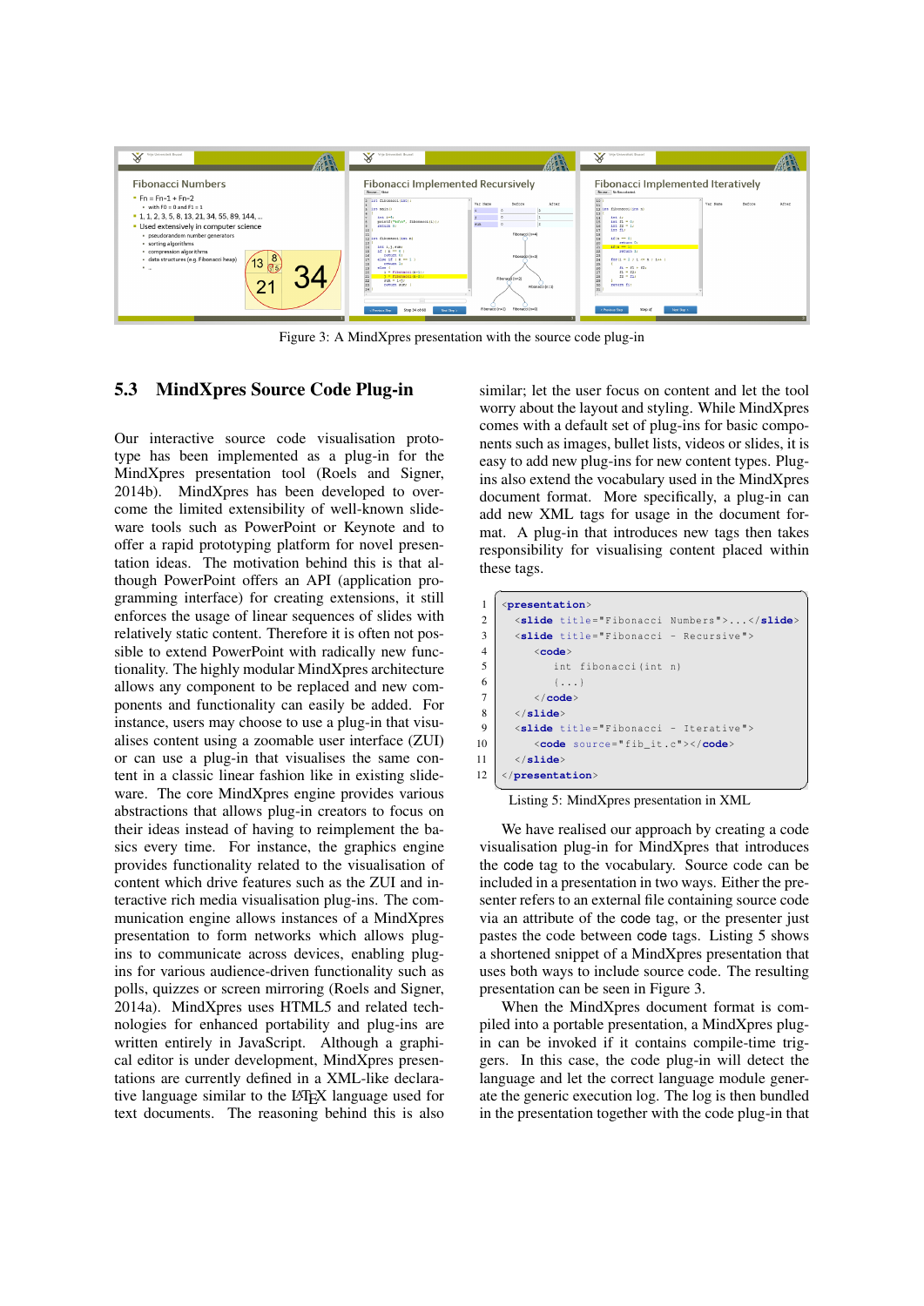Figure 3: A MindXpres presentation with the source code plug-in

## 5.3 MindXpres Source Code Plug-in

Our interactive source code visualisation prototype has been implemented as a plug-in for the MindXpres presentation tool (Roels and Signer, 2014b). MindXpres has been developed to overcome the limited extensibility of well-known slideware tools such as PowerPoint or Keynote and to offer a rapid prototyping platform for novel presentation ideas. The motivation behind this is that although PowerPoint offers an API (application programming interface) for creating extensions, it still enforces the usage of linear sequences of slides with relatively static content. Therefore it is often not possible to extend PowerPoint with radically new functionality. The highly modular MindXpres architecture allows any component to be replaced and new components and functionality can easily be added. For instance, users may choose to use a plug-in that visualises content using a zoomable user interface (ZUI) or can use a plug-in that visualises the same content in a classic linear fashion like in existing slideware. The core MindXpres engine provides various abstractions that allows plug-in creators to focus on their ideas instead of having to reimplement the basics every time. For instance, the graphics engine provides functionality related to the visualisation of content which drive features such as the ZUI and interactive rich media visualisation plug-ins. The communication engine allows instances of a MindXpres presentation to form networks which allows plug-ins to communicate across devices, enabling plug-ins for various audience-driven functionality such as polls, quizzes or screen mirroring (Roels and Signer, 2014a). MindXpres uses HTML5 and related technologies for enhanced portability and plug-ins are written entirely in JavaScript. Although a graphical editor is under development, MindXpres presentations are currently defined in a XML-like declarative language similar to the LaTeX language used for text documents. The reasoning behind this is also similar; let the user focus on content and let the tool worry about the layout and styling. While MindXpres comes with a default set of plug-ins for basic components such as images, bullet lists, videos or slides, it is easy to add new plug-ins for new content types. Plug-ins also extend the vocabulary used in the MindXpres document format. More specifically, a plug-in can add new XML tags for usage in the document format. A plug-in that introduces new tags then takes responsibility for visualising content placed within these tags.

```
1  <presentation>
2    <slide title="Fibonacci Numbers">...</slide>
3    <slide title="Fibonacci - Recursive">
4      <code>
5        int fibonacci(int n)
6        (...)
7      </code>
8    </slide>
9    <slide title="Fibonacci - Iterative">
10     <code source="fib_it.c"></code>
11   </slide>
12 </presentation>
```

Listing 5: MindXpres presentation in XML

We have realised our approach by creating a code visualisation plug-in for MindXpres that introduces the `code` tag to the vocabulary. Source code can be included in a presentation in two ways. Either the presenter refers to an external file containing source code via an attribute of the `code` tag, or the presenter just pastes the code between `code` tags. Listing 5 shows a shortened snippet of a MindXpres presentation that uses both ways to include source code. The resulting presentation can be seen in Figure 3.

When the MindXpres document format is compiled into a portable presentation, a MindXpres plug-in can be invoked if it contains compile-time triggers. In this case, the code plug-in will detect the language and let the correct language module generate the generic execution log. The log is then bundled in the presentation together with the code plug-in that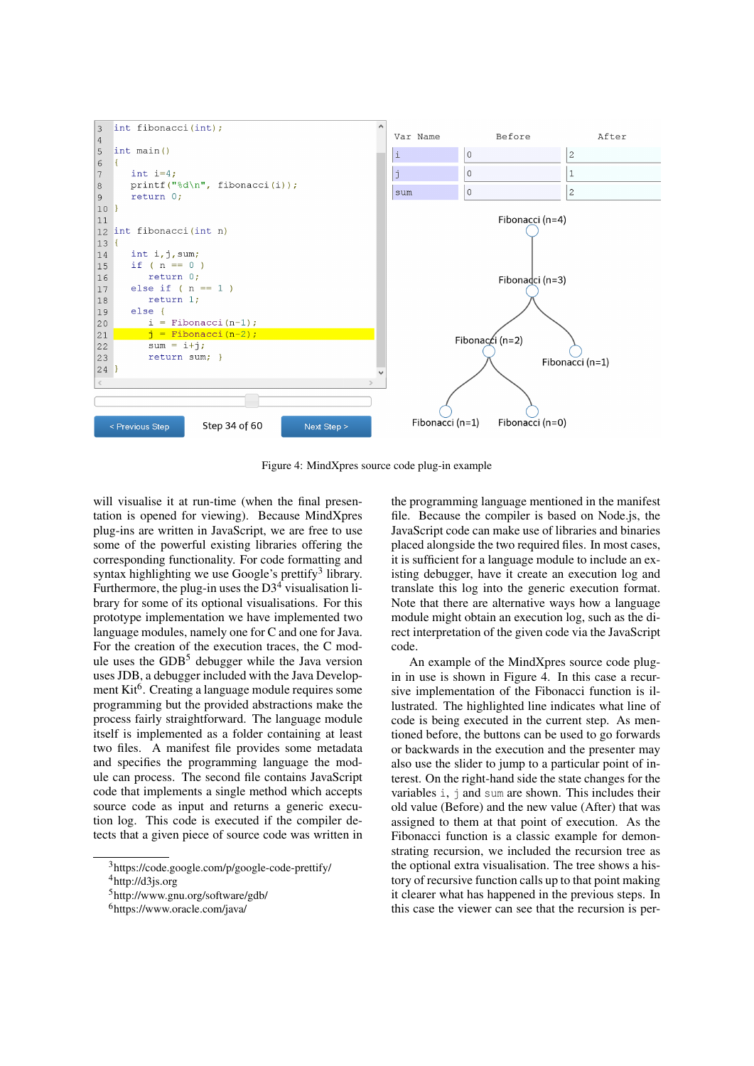Figure 4: MindXpres source code plug-in example

will visualise it at run-time (when the final presentation is opened for viewing). Because MindXpres plug-ins are written in JavaScript, we are free to use some of the powerful existing libraries offering the corresponding functionality. For code formatting and syntax highlighting we use Google's prettify[3] library. Furthermore, the plug-in uses the D3[4] visualisation library for some of its optional visualisations. For this prototype implementation we have implemented two language modules, namely one for C and one for Java. For the creation of the execution traces, the C module uses the GDB[5] debugger while the Java version uses JDB, a debugger included with the Java Development Kit[6]. Creating a language module requires some programming but the provided abstractions make the process fairly straightforward. The language module itself is implemented as a folder containing at least two files. A manifest file provides some metadata and specifies the programming language the module can process. The second file contains JavaScript code that implements a single method which accepts source code as input and returns a generic execution log. This code is executed if the compiler detects that a given piece of source code was written in the programming language mentioned in the manifest file. Because the compiler is based on Node.js, the JavaScript code can make use of libraries and binaries placed alongside the two required files. In most cases, it is sufficient for a language module to include an existing debugger, have it create an execution log and translate this log into the generic execution format. Note that there are alternative ways how a language module might obtain an execution log, such as the direct interpretation of the given code via the JavaScript code.

An example of the MindXpres source code plug-in in use is shown in Figure 4. In this case a recursive implementation of the Fibonacci function is illustrated. The highlighted line indicates what line of code is being executed in the current step. As mentioned before, the buttons can be used to go forwards or backwards in the execution and the presenter may also use the slider to jump to a particular point of interest. On the right-hand side the state changes for the variables `i`, `j` and `sum` are shown. This includes their old value (Before) and the new value (After) that was assigned to them at that point of execution. As the Fibonacci function is a classic example for demonstrating recursion, we included the recursion tree as the optional extra visualisation. The tree shows a history of recursive function calls up to that point making it clearer what has happened in the previous steps. In this case the viewer can see that the recursion is per-

[3] https://code.google.com/p/google-code-prettify/
[4] http://d3js.org
[5] http://www.gnu.org/software/gdb/
[6] https://www.oracle.com/java/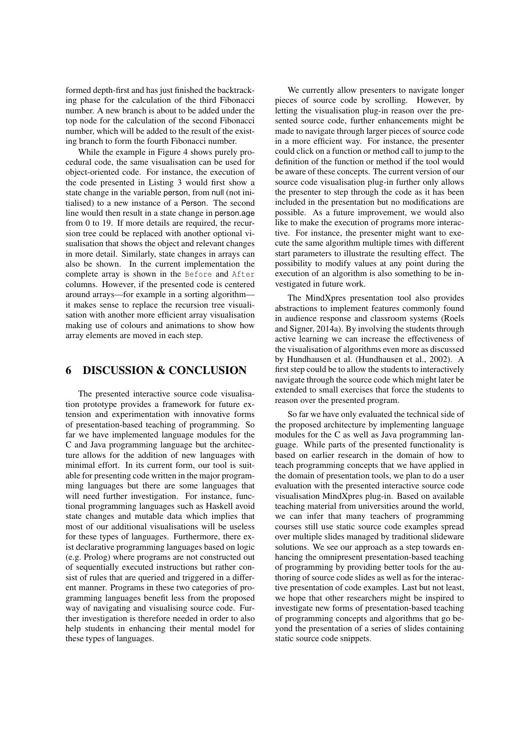formed depth-first and has just finished the backtracking phase for the calculation of the third Fibonacci number. A new branch is about to be added under the top node for the calculation of the second Fibonacci number, which will be added to the result of the existing branch to form the fourth Fibonacci number.

While the example in Figure 4 shows purely procedural code, the same visualisation can be used for object-oriented code. For instance, the execution of the code presented in Listing 3 would first show a state change in the variable person, from null (not initialised) to a new instance of a Person. The second line would then result in a state change in person.age from 0 to 19. If more details are required, the recursion tree could be replaced with another optional visualisation that shows the object and relevant changes in more detail. Similarly, state changes in arrays can also be shown. In the current implementation the complete array is shown in the `Before` and `After` columns. However, if the presented code is centered around arrays—for example in a sorting algorithm—it makes sense to replace the recursion tree visualisation with another more efficient array visualisation making use of colours and animations to show how array elements are moved in each step.

## 6 DISCUSSION & CONCLUSION

The presented interactive source code visualisation prototype provides a framework for future extension and experimentation with innovative forms of presentation-based teaching of programming. So far we have implemented language modules for the C and Java programming language but the architecture allows for the addition of new languages with minimal effort. In its current form, our tool is suitable for presenting code written in the major programming languages but there are some languages that will need further investigation. For instance, functional programming languages such as Haskell avoid state changes and mutable data which implies that most of our additional visualisations will be useless for these types of languages. Furthermore, there exist declarative programming languages based on logic (e.g. Prolog) where programs are not constructed out of sequentially executed instructions but rather consist of rules that are queried and triggered in a different manner. Programs in these two categories of programming languages benefit less from the proposed way of navigating and visualising source code. Further investigation is therefore needed in order to also help students in enhancing their mental model for these types of languages.

We currently allow presenters to navigate longer pieces of source code by scrolling. However, by letting the visualisation plug-in reason over the presented source code, further enhancements might be made to navigate through larger pieces of source code in a more efficient way. For instance, the presenter could click on a function or method call to jump to the definition of the function or method if the tool would be aware of these concepts. The current version of our source code visualisation plug-in further only allows the presenter to step through the code as it has been included in the presentation but no modifications are possible. As a future improvement, we would also like to make the execution of programs more interactive. For instance, the presenter might want to execute the same algorithm multiple times with different start parameters to illustrate the resulting effect. The possibility to modify values at any point during the execution of an algorithm is also something to be investigated in future work.

The MindXpres presentation tool also provides abstractions to implement features commonly found in audience response and classroom systems (Roels and Signer, 2014a). By involving the students through active learning we can increase the effectiveness of the visualisation of algorithms even more as discussed by Hundhausen et al. (Hundhausen et al., 2002). A first step could be to allow the students to interactively navigate through the source code which might later be extended to small exercises that force the students to reason over the presented program.

So far we have only evaluated the technical side of the proposed architecture by implementing language modules for the C as well as Java programming language. While parts of the presented functionality is based on earlier research in the domain of how to teach programming concepts that we have applied in the domain of presentation tools, we plan to do a user evaluation with the presented interactive source code visualisation MindXpres plug-in. Based on available teaching material from universities around the world, we can infer that many teachers of programming courses still use static source code examples spread over multiple slides managed by traditional slideware solutions. We see our approach as a step towards enhancing the omnipresent presentation-based teaching of programming by providing better tools for the authoring of source code slides as well as for the interactive presentation of code examples. Last but not least, we hope that other researchers might be inspired to investigate new forms of presentation-based teaching of programming concepts and algorithms that go beyond the presentation of a series of slides containing static source code snippets.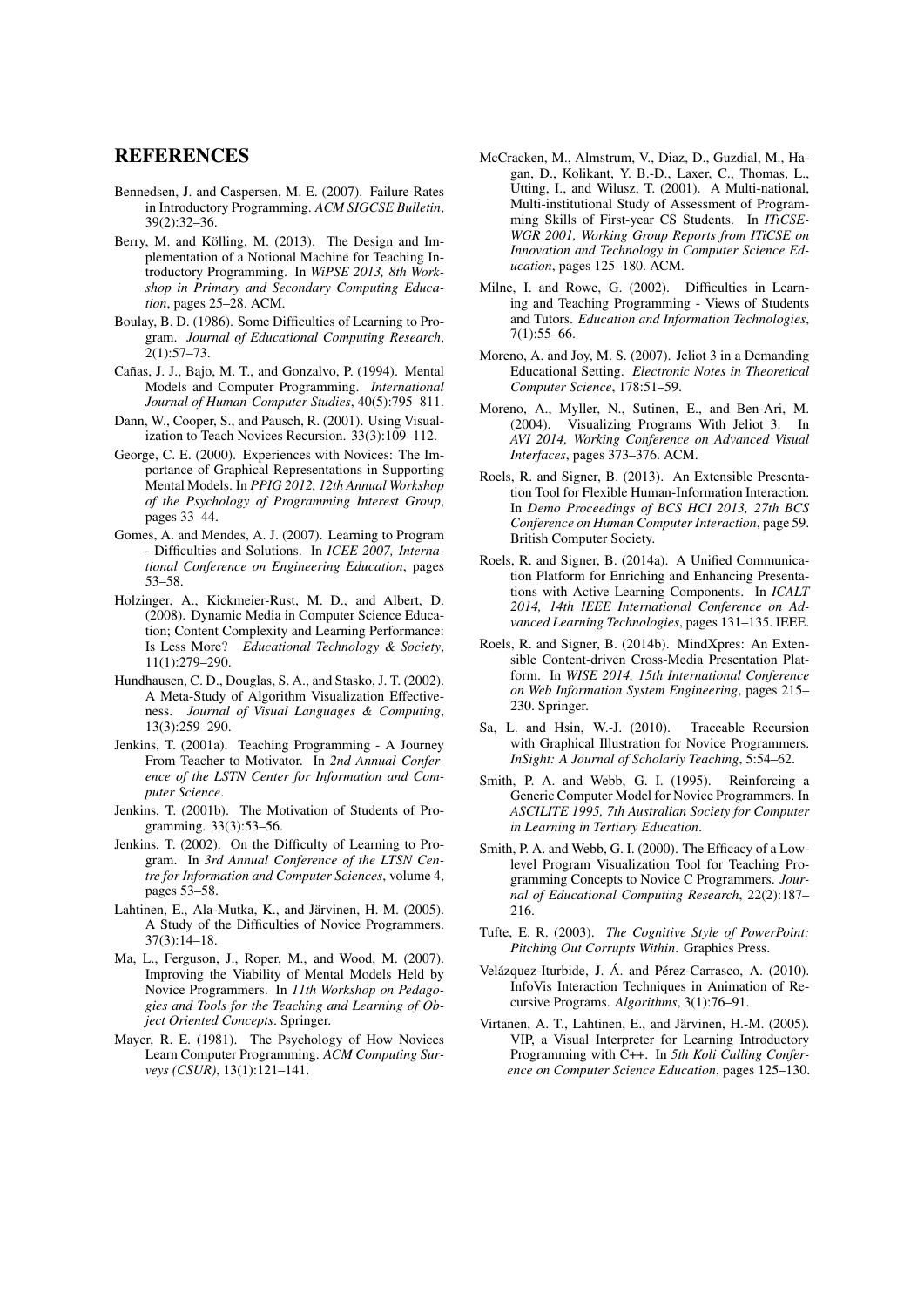## REFERENCES

Bennedsen, J. and Caspersen, M. E. (2007). Failure Rates in Introductory Programming. *ACM SIGCSE Bulletin*, 39(2):32–36.

Berry, M. and Kölling, M. (2013). The Design and Implementation of a Notional Machine for Teaching Introductory Programming. In *WiPSE 2013, 8th Workshop in Primary and Secondary Computing Education*, pages 25–28. ACM.

Boulay, B. D. (1986). Some Difficulties of Learning to Program. *Journal of Educational Computing Research*, 2(1):57–73.

Cañas, J. J., Bajo, M. T., and Gonzalvo, P. (1994). Mental Models and Computer Programming. *International Journal of Human-Computer Studies*, 40(5):795–811.

Dann, W., Cooper, S., and Pausch, R. (2001). Using Visualization to Teach Novices Recursion. 33(3):109–112.

George, C. E. (2000). Experiences with Novices: The Importance of Graphical Representations in Supporting Mental Models. In *PPIG 2012, 12th Annual Workshop of the Psychology of Programming Interest Group*, pages 33–44.

Gomes, A. and Mendes, A. J. (2007). Learning to Program - Difficulties and Solutions. In *ICEE 2007, International Conference on Engineering Education*, pages 53–58.

Holzinger, A., Kickmeier-Rust, M. D., and Albert, D. (2008). Dynamic Media in Computer Science Education; Content Complexity and Learning Performance: Is Less More? *Educational Technology & Society*, 11(1):279–290.

Hundhausen, C. D., Douglas, S. A., and Stasko, J. T. (2002). A Meta-Study of Algorithm Visualization Effectiveness. *Journal of Visual Languages & Computing*, 13(3):259–290.

Jenkins, T. (2001a). Teaching Programming - A Journey From Teacher to Motivator. In *2nd Annual Conference of the LSTN Center for Information and Computer Science*.

Jenkins, T. (2001b). The Motivation of Students of Programming. 33(3):53–56.

Jenkins, T. (2002). On the Difficulty of Learning to Program. In *3rd Annual Conference of the LTSN Centre for Information and Computer Sciences*, volume 4, pages 53–58.

Lahtinen, E., Ala-Mutka, K., and Järvinen, H.-M. (2005). A Study of the Difficulties of Novice Programmers. 37(3):14–18.

Ma, L., Ferguson, J., Roper, M., and Wood, M. (2007). Improving the Viability of Mental Models Held by Novice Programmers. In *11th Workshop on Pedagogies and Tools for the Teaching and Learning of Object Oriented Concepts*. Springer.

Mayer, R. E. (1981). The Psychology of How Novices Learn Computer Programming. *ACM Computing Surveys (CSUR)*, 13(1):121–141.

McCracken, M., Almstrum, V., Diaz, D., Guzdial, M., Hagan, D., Kolikant, Y. B.-D., Laxer, C., Thomas, L., Utting, I., and Wilusz, T. (2001). A Multi-national, Multi-institutional Study of Assessment of Programming Skills of First-year CS Students. In *ITiCSE-WGR 2001, Working Group Reports from ITiCSE on Innovation and Technology in Computer Science Education*, pages 125–180. ACM.

Milne, I. and Rowe, G. (2002). Difficulties in Learning and Teaching Programming - Views of Students and Tutors. *Education and Information Technologies*, 7(1):55–66.

Moreno, A. and Joy, M. S. (2007). Jeliot 3 in a Demanding Educational Setting. *Electronic Notes in Theoretical Computer Science*, 178:51–59.

Moreno, A., Myller, N., Sutinen, E., and Ben-Ari, M. (2004). Visualizing Programs With Jeliot 3. In *AVI 2014, Working Conference on Advanced Visual Interfaces*, pages 373–376. ACM.

Roels, R. and Signer, B. (2013). An Extensible Presentation Tool for Flexible Human-Information Interaction. In *Demo Proceedings of BCS HCI 2013, 27th BCS Conference on Human Computer Interaction*, page 59. British Computer Society.

Roels, R. and Signer, B. (2014a). A Unified Communication Platform for Enriching and Enhancing Presentations with Active Learning Components. In *ICALT 2014, 14th IEEE International Conference on Advanced Learning Technologies*, pages 131–135. IEEE.

Roels, R. and Signer, B. (2014b). MindXpres: An Extensible Content-driven Cross-Media Presentation Platform. In *WISE 2014, 15th International Conference on Web Information System Engineering*, pages 215–230. Springer.

Sa, L. and Hsin, W.-J. (2010). Traceable Recursion with Graphical Illustration for Novice Programmers. *InSight: A Journal of Scholarly Teaching*, 5:54–62.

Smith, P. A. and Webb, G. I. (1995). Reinforcing a Generic Computer Model for Novice Programmers. In *ASCILITE 1995, 7th Australian Society for Computer in Learning in Tertiary Education*.

Smith, P. A. and Webb, G. I. (2000). The Efficacy of a Low-level Program Visualization Tool for Teaching Programming Concepts to Novice C Programmers. *Journal of Educational Computing Research*, 22(2):187–216.

Tufte, E. R. (2003). *The Cognitive Style of PowerPoint: Pitching Out Corrupts Within*. Graphics Press.

Velázquez-Iturbide, J. Á. and Pérez-Carrasco, A. (2010). InfoVis Interaction Techniques in Animation of Recursive Programs. *Algorithms*, 3(1):76–91.

Virtanen, A. T., Lahtinen, E., and Järvinen, H.-M. (2005). VIP, a Visual Interpreter for Learning Introductory Programming with C++. In *5th Koli Calling Conference on Computer Science Education*, pages 125–130.